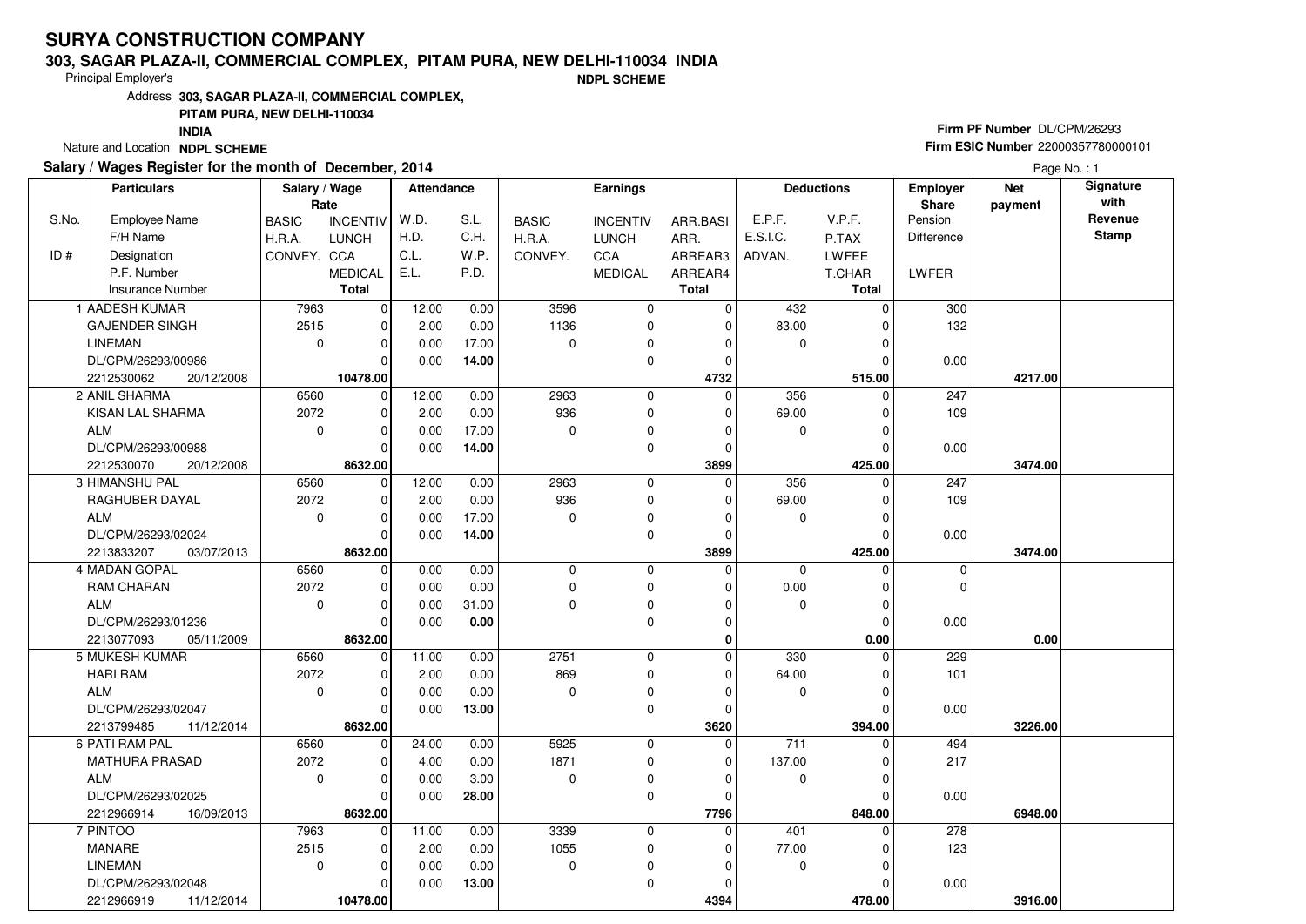# SURYA CONSTRUCTION COMPANY

**303, SAGAR PLAZA-II, COMMERCIAL COMPLEX, PITAM PURA, NEW DELHI-110034 INDIA**

Principal Employer's **NDPL SCHEME**

Address **303, SAGAR PLAZA-II, COMMERCIAL COMPLEX, PITAM PURA, NEW DELHI-110034 INDIA**

Nature and Location **NDPL SCHEME**

**Firm PF Number** DL/CPM/26293

**Firm ESIC Number** 22000357780000101

**Salary / Wages Register for the month of December, 2014**

Page No. : 1

| S.No. / ID # | Particulars: Employee Name / F/H Name / Designation / P.F. Number / Insurance Number | Salary / Wage Rate: BASIC / H.R.A. / CONVEY. | INCENTIV / LUNCH / CCA / MEDICAL / Total | Attendance: W.D. / H.D. / C.L. / E.L. | S.L. / C.H. / W.P. / P.D. | Earnings: BASIC / H.R.A. / CONVEY. | INCENTIV / LUNCH / CCA / MEDICAL | ARR.BASI / ARR. / ARREAR3 / ARREAR4 / Total | Deductions: E.P.F. / E.S.I.C. / ADVAN. | V.P.F. / P.TAX / LWFEE / T.CHAR / Total | Employer Share: Pension / Difference / LWFER | Net payment | Signature with Revenue Stamp |
|---|---|---|---|---|---|---|---|---|---|---|---|---|---|
| 1 | AADESH KUMAR | 7963 | 0 | 12.00 | 0.00 | 3596 | 0 | 0 | 432 | 0 | 300 | | |
| | GAJENDER SINGH | 2515 | 0 | 2.00 | 0.00 | 1136 | 0 | 0 | 83.00 | 0 | 132 | | |
| | LINEMAN | 0 | 0 | 0.00 | 17.00 | 0 | 0 | 0 | 0 | 0 | | | |
| | DL/CPM/26293/00986 | | 0 | 0.00 | **14.00** | | 0 | 0 | | 0 | 0.00 | | |
| | 2212530062 20/12/2008 | | **10478.00** | | | | | **4732** | | **515.00** | | **4217.00** | |
| 2 | ANIL SHARMA | 6560 | 0 | 12.00 | 0.00 | 2963 | 0 | 0 | 356 | 0 | 247 | | |
| | KISAN LAL SHARMA | 2072 | 0 | 2.00 | 0.00 | 936 | 0 | 0 | 69.00 | 0 | 109 | | |
| | ALM | 0 | 0 | 0.00 | 17.00 | 0 | 0 | 0 | 0 | 0 | | | |
| | DL/CPM/26293/00988 | | 0 | 0.00 | **14.00** | | 0 | 0 | | 0 | 0.00 | | |
| | 2212530070 20/12/2008 | | **8632.00** | | | | | **3899** | | **425.00** | | **3474.00** | |
| 3 | HIMANSHU PAL | 6560 | 0 | 12.00 | 0.00 | 2963 | 0 | 0 | 356 | 0 | 247 | | |
| | RAGHUBER DAYAL | 2072 | 0 | 2.00 | 0.00 | 936 | 0 | 0 | 69.00 | 0 | 109 | | |
| | ALM | 0 | 0 | 0.00 | 17.00 | 0 | 0 | 0 | 0 | 0 | | | |
| | DL/CPM/26293/02024 | | 0 | 0.00 | **14.00** | | 0 | 0 | | 0 | 0.00 | | |
| | 2213833207 03/07/2013 | | **8632.00** | | | | | **3899** | | **425.00** | | **3474.00** | |
| 4 | MADAN GOPAL | 6560 | 0 | 0.00 | 0.00 | 0 | 0 | 0 | 0 | 0 | 0 | | |
| | RAM CHARAN | 2072 | 0 | 0.00 | 0.00 | 0 | 0 | 0 | 0.00 | 0 | 0 | | |
| | ALM | 0 | 0 | 0.00 | 31.00 | 0 | 0 | 0 | 0 | 0 | | | |
| | DL/CPM/26293/01236 | | 0 | 0.00 | **0.00** | | 0 | 0 | | 0 | 0.00 | | |
| | 2213077093 05/11/2009 | | **8632.00** | | | | | **0** | | **0.00** | | **0.00** | |
| 5 | MUKESH KUMAR | 6560 | 0 | 11.00 | 0.00 | 2751 | 0 | 0 | 330 | 0 | 229 | | |
| | HARI RAM | 2072 | 0 | 2.00 | 0.00 | 869 | 0 | 0 | 64.00 | 0 | 101 | | |
| | ALM | 0 | 0 | 0.00 | 0.00 | 0 | 0 | 0 | 0 | 0 | | | |
| | DL/CPM/26293/02047 | | 0 | 0.00 | **13.00** | | 0 | 0 | | 0 | 0.00 | | |
| | 2213799485 11/12/2014 | | **8632.00** | | | | | **3620** | | **394.00** | | **3226.00** | |
| 6 | PATI RAM PAL | 6560 | 0 | 24.00 | 0.00 | 5925 | 0 | 0 | 711 | 0 | 494 | | |
| | MATHURA PRASAD | 2072 | 0 | 4.00 | 0.00 | 1871 | 0 | 0 | 137.00 | 0 | 217 | | |
| | ALM | 0 | 0 | 0.00 | 3.00 | 0 | 0 | 0 | 0 | 0 | | | |
| | DL/CPM/26293/02025 | | 0 | 0.00 | **28.00** | | 0 | 0 | | 0 | 0.00 | | |
| | 2212966914 16/09/2013 | | **8632.00** | | | | | **7796** | | **848.00** | | **6948.00** | |
| 7 | PINTOO | 7963 | 0 | 11.00 | 0.00 | 3339 | 0 | 0 | 401 | 0 | 278 | | |
| | MANARE | 2515 | 0 | 2.00 | 0.00 | 1055 | 0 | 0 | 77.00 | 0 | 123 | | |
| | LINEMAN | 0 | 0 | 0.00 | 0.00 | 0 | 0 | 0 | 0 | 0 | | | |
| | DL/CPM/26293/02048 | | 0 | 0.00 | **13.00** | | 0 | 0 | | 0 | 0.00 | | |
| | 2212966919 11/12/2014 | | **10478.00** | | | | | **4394** | | **478.00** | | **3916.00** | |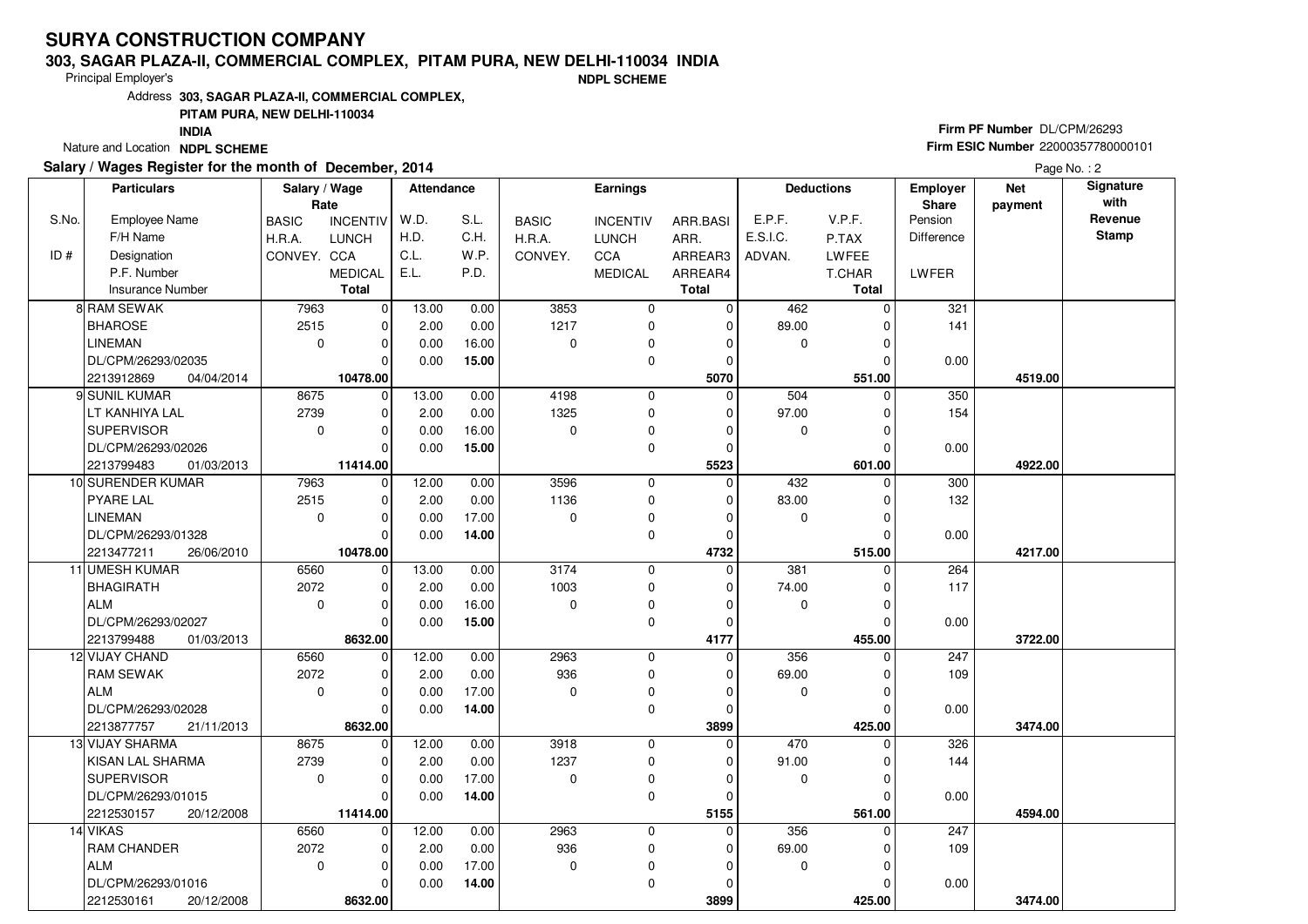# SURYA CONSTRUCTION COMPANY

**303, SAGAR PLAZA-II, COMMERCIAL COMPLEX, PITAM PURA, NEW DELHI-110034 INDIA**

Principal Employer's **NDPL SCHEME**

Address **303, SAGAR PLAZA-II, COMMERCIAL COMPLEX, PITAM PURA, NEW DELHI-110034 INDIA**

Nature and Location **NDPL SCHEME**

**Firm PF Number** DL/CPM/26293

**Firm ESIC Number** 22000357780000101

**Salary / Wages Register for the month of December, 2014**

Page No. : 2

| S.No. / ID # | Employee Name / F/H Name / Designation / P.F. Number / Insurance Number | Salary / Wage Rate: BASIC / H.R.A. / CONVEY. | Salary / Wage Rate: INCENTIV / LUNCH / CCA / MEDICAL / Total | Attendance: W.D. / H.D. / C.L. / E.L. | Attendance: S.L. / C.H. / W.P. / P.D. | Earnings: BASIC / H.R.A. / CONVEY. | Earnings: INCENTIV / LUNCH / CCA / MEDICAL | Earnings: ARR.BASI / ARR. / ARREAR3 / ARREAR4 / Total | Deductions: E.P.F. / E.S.I.C. / ADVAN. | Deductions: V.P.F. / P.TAX / LWFEE / T.CHAR / Total | Employer Share: Pension / Difference / LWFER | Net payment | Signature with Revenue Stamp |
|---|---|---|---|---|---|---|---|---|---|---|---|---|---|
| 8 | RAM SEWAK | 7963 | 0 | 13.00 | 0.00 | 3853 | 0 | 0 | 462 | 0 | 321 | | |
| | BHAROSE | 2515 | 0 | 2.00 | 0.00 | 1217 | 0 | 0 | 89.00 | 0 | 141 | | |
| | LINEMAN | 0 | 0 | 0.00 | 16.00 | 0 | 0 | 0 | 0 | 0 | | | |
| | DL/CPM/26293/02035 | | 0 | 0.00 | **15.00** | | 0 | 0 | | 0 | 0.00 | | |
| | 2213912869 04/04/2014 | | **10478.00** | | | | | **5070** | | **551.00** | | **4519.00** | |
| 9 | SUNIL KUMAR | 8675 | 0 | 13.00 | 0.00 | 4198 | 0 | 0 | 504 | 0 | 350 | | |
| | LT KANHIYA LAL | 2739 | 0 | 2.00 | 0.00 | 1325 | 0 | 0 | 97.00 | 0 | 154 | | |
| | SUPERVISOR | 0 | 0 | 0.00 | 16.00 | 0 | 0 | 0 | 0 | 0 | | | |
| | DL/CPM/26293/02026 | | 0 | 0.00 | **15.00** | | 0 | 0 | | 0 | 0.00 | | |
| | 2213799483 01/03/2013 | | **11414.00** | | | | | **5523** | | **601.00** | | **4922.00** | |
| 10 | SURENDER KUMAR | 7963 | 0 | 12.00 | 0.00 | 3596 | 0 | 0 | 432 | 0 | 300 | | |
| | PYARE LAL | 2515 | 0 | 2.00 | 0.00 | 1136 | 0 | 0 | 83.00 | 0 | 132 | | |
| | LINEMAN | 0 | 0 | 0.00 | 17.00 | 0 | 0 | 0 | 0 | 0 | | | |
| | DL/CPM/26293/01328 | | 0 | 0.00 | **14.00** | | 0 | 0 | | 0 | 0.00 | | |
| | 2213477211 26/06/2010 | | **10478.00** | | | | | **4732** | | **515.00** | | **4217.00** | |
| 11 | UMESH KUMAR | 6560 | 0 | 13.00 | 0.00 | 3174 | 0 | 0 | 381 | 0 | 264 | | |
| | BHAGIRATH | 2072 | 0 | 2.00 | 0.00 | 1003 | 0 | 0 | 74.00 | 0 | 117 | | |
| | ALM | 0 | 0 | 0.00 | 16.00 | 0 | 0 | 0 | 0 | 0 | | | |
| | DL/CPM/26293/02027 | | 0 | 0.00 | **15.00** | | 0 | 0 | | 0 | 0.00 | | |
| | 2213799488 01/03/2013 | | **8632.00** | | | | | **4177** | | **455.00** | | **3722.00** | |
| 12 | VIJAY CHAND | 6560 | 0 | 12.00 | 0.00 | 2963 | 0 | 0 | 356 | 0 | 247 | | |
| | RAM SEWAK | 2072 | 0 | 2.00 | 0.00 | 936 | 0 | 0 | 69.00 | 0 | 109 | | |
| | ALM | 0 | 0 | 0.00 | 17.00 | 0 | 0 | 0 | 0 | 0 | | | |
| | DL/CPM/26293/02028 | | 0 | 0.00 | **14.00** | | 0 | 0 | | 0 | 0.00 | | |
| | 2213877757 21/11/2013 | | **8632.00** | | | | | **3899** | | **425.00** | | **3474.00** | |
| 13 | VIJAY SHARMA | 8675 | 0 | 12.00 | 0.00 | 3918 | 0 | 0 | 470 | 0 | 326 | | |
| | KISAN LAL SHARMA | 2739 | 0 | 2.00 | 0.00 | 1237 | 0 | 0 | 91.00 | 0 | 144 | | |
| | SUPERVISOR | 0 | 0 | 0.00 | 17.00 | 0 | 0 | 0 | 0 | 0 | | | |
| | DL/CPM/26293/01015 | | 0 | 0.00 | **14.00** | | 0 | 0 | | 0 | 0.00 | | |
| | 2212530157 20/12/2008 | | **11414.00** | | | | | **5155** | | **561.00** | | **4594.00** | |
| 14 | VIKAS | 6560 | 0 | 12.00 | 0.00 | 2963 | 0 | 0 | 356 | 0 | 247 | | |
| | RAM CHANDER | 2072 | 0 | 2.00 | 0.00 | 936 | 0 | 0 | 69.00 | 0 | 109 | | |
| | ALM | 0 | 0 | 0.00 | 17.00 | 0 | 0 | 0 | 0 | 0 | | | |
| | DL/CPM/26293/01016 | | 0 | 0.00 | **14.00** | | 0 | 0 | | 0 | 0.00 | | |
| | 2212530161 20/12/2008 | | **8632.00** | | | | | **3899** | | **425.00** | | **3474.00** | |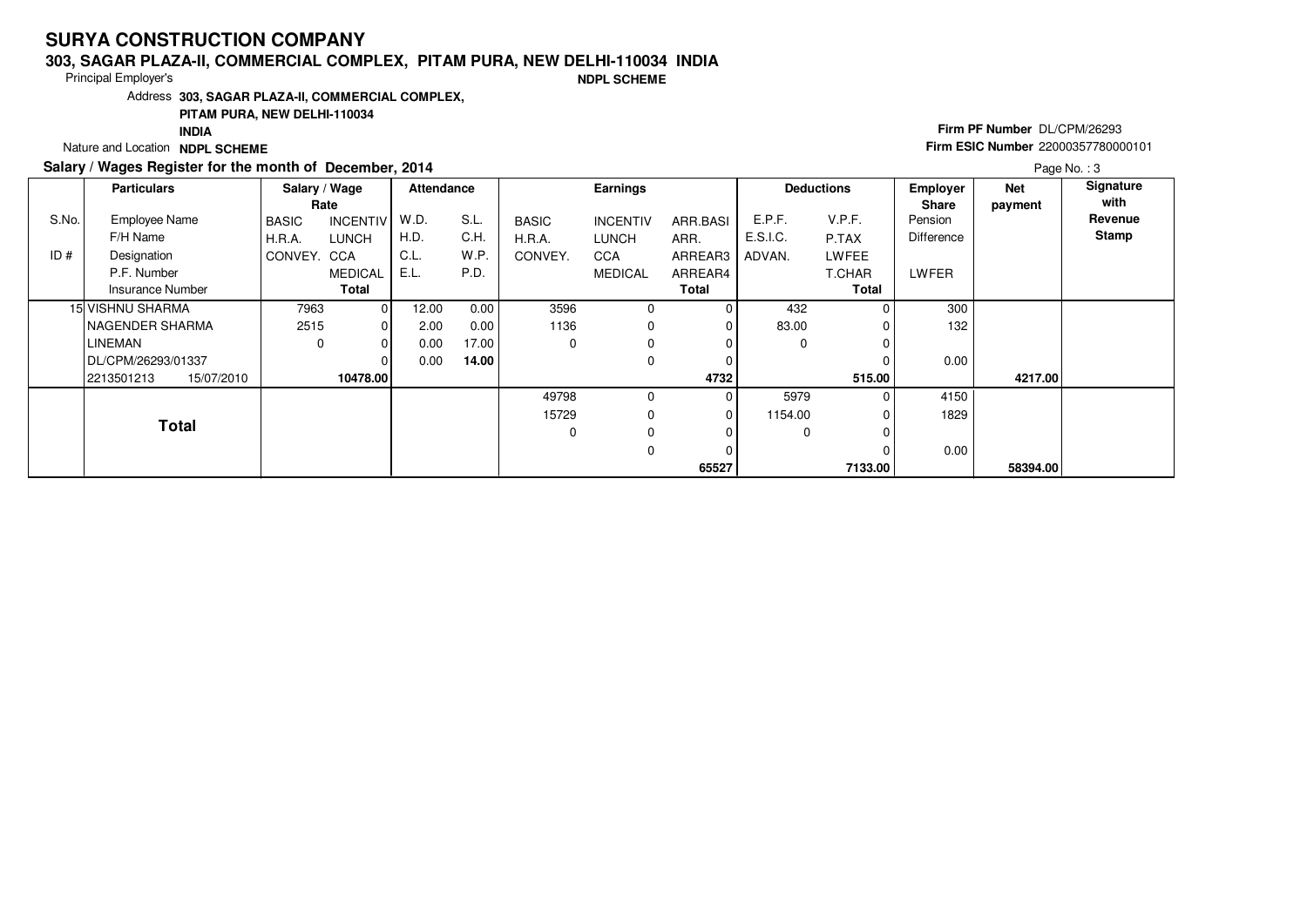# SURYA CONSTRUCTION COMPANY

## 303, SAGAR PLAZA-II, COMMERCIAL COMPLEX, PITAM PURA, NEW DELHI-110034 INDIA

Principal Employer's **NDPL SCHEME**

Address **303, SAGAR PLAZA-II, COMMERCIAL COMPLEX, PITAM PURA, NEW DELHI-110034 INDIA**

Nature and Location **NDPL SCHEME**

**Firm PF Number** DL/CPM/26293

**Firm ESIC Number** 22000357780000101

**Salary / Wages Register for the month of December, 2014**

| | Particulars | Salary / Wage Rate | | Attendance | | Earnings | | | Deductions | | Employer Share | Net payment | Signature with Revenue Stamp |
|---|---|---|---|---|---|---|---|---|---|---|---|---|---|
| S.No. | Employee Name | BASIC | INCENTIV | W.D. | S.L. | BASIC | INCENTIV | ARR.BASI | E.P.F. | V.P.F. | Pension | | |
| | F/H Name | H.R.A. | LUNCH | H.D. | C.H. | H.R.A. | LUNCH | ARR. | E.S.I.C. | P.TAX | Difference | | |
| ID # | Designation | CONVEY. | CCA | C.L. | W.P. | CONVEY. | CCA | ARREAR3 | ADVAN. | LWFEE | | | |
| | P.F. Number | | MEDICAL | E.L. | P.D. | | MEDICAL | ARREAR4 | | T.CHAR | LWFER | | |
| | Insurance Number | | Total | | | | | Total | | Total | | | |
| 15 | VISHNU SHARMA | 7963 | 0 | 12.00 | 0.00 | 3596 | 0 | 0 | 432 | 0 | 300 | | |
| | NAGENDER SHARMA | 2515 | 0 | 2.00 | 0.00 | 1136 | 0 | 0 | 83.00 | 0 | 132 | | |
| | LINEMAN | 0 | 0 | 0.00 | 17.00 | 0 | 0 | 0 | 0 | 0 | | | |
| | DL/CPM/26293/01337 | | 0 | 0.00 | **14.00** | | 0 | 0 | | 0 | 0.00 | | |
| | 2213501213 15/07/2010 | | **10478.00** | | | | | **4732** | | **515.00** | | **4217.00** | |
| | **Total** | | | | | 49798 | 0 | 0 | 5979 | 0 | 4150 | | |
| | | | | | | 15729 | 0 | 0 | 1154.00 | 0 | 1829 | | |
| | | | | | | 0 | 0 | 0 | 0 | 0 | | | |
| | | | | | | | 0 | 0 | | 0 | 0.00 | | |
| | | | | | | | | **65527** | | **7133.00** | | **58394.00** | |